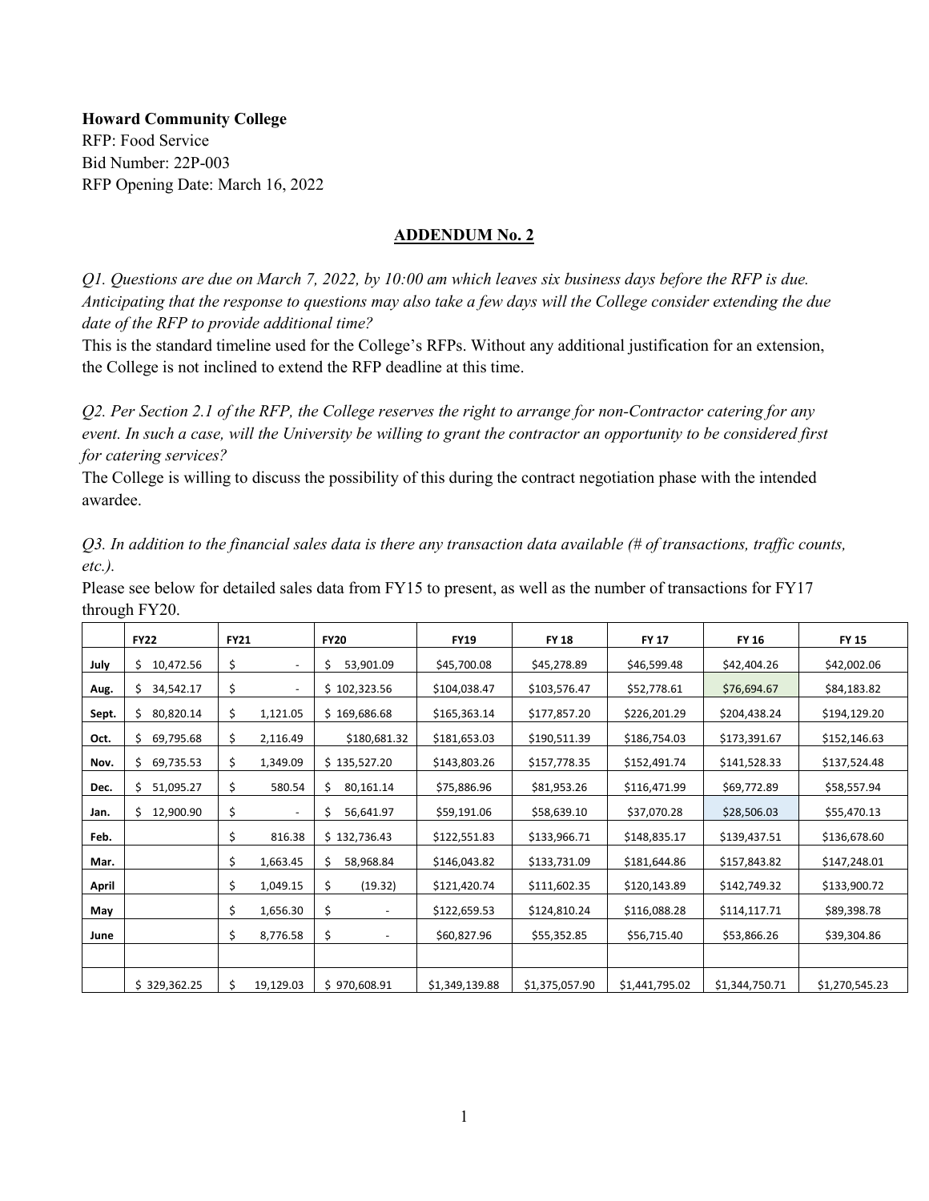**Howard Community College**
RFP: Food Service
Bid Number: 22P-003
RFP Opening Date: March 16, 2022

## ADDENDUM No. 2

*Q1. Questions are due on March 7, 2022, by 10:00 am which leaves six business days before the RFP is due. Anticipating that the response to questions may also take a few days will the College consider extending the due date of the RFP to provide additional time?*

This is the standard timeline used for the College's RFPs. Without any additional justification for an extension, the College is not inclined to extend the RFP deadline at this time.

*Q2. Per Section 2.1 of the RFP, the College reserves the right to arrange for non-Contractor catering for any event. In such a case, will the University be willing to grant the contractor an opportunity to be considered first for catering services?*

The College is willing to discuss the possibility of this during the contract negotiation phase with the intended awardee.

*Q3. In addition to the financial sales data is there any transaction data available (# of transactions, traffic counts, etc.).*

Please see below for detailed sales data from FY15 to present, as well as the number of transactions for FY17 through FY20.

| | FY22 | FY21 | FY20 | FY19 | FY 18 | FY 17 | FY 16 | FY 15 |
|---|---|---|---|---|---|---|---|---|
| July | $ 10,472.56 | $ - | $ 53,901.09 | $45,700.08 | $45,278.89 | $46,599.48 | $42,404.26 | $42,002.06 |
| Aug. | $ 34,542.17 | $ - | $ 102,323.56 | $104,038.47 | $103,576.47 | $52,778.61 | $76,694.67 | $84,183.82 |
| Sept. | $ 80,820.14 | $ 1,121.05 | $ 169,686.68 | $165,363.14 | $177,857.20 | $226,201.29 | $204,438.24 | $194,129.20 |
| Oct. | $ 69,795.68 | $ 2,116.49 | $180,681.32 | $181,653.03 | $190,511.39 | $186,754.03 | $173,391.67 | $152,146.63 |
| Nov. | $ 69,735.53 | $ 1,349.09 | $ 135,527.20 | $143,803.26 | $157,778.35 | $152,491.74 | $141,528.33 | $137,524.48 |
| Dec. | $ 51,095.27 | $ 580.54 | $ 80,161.14 | $75,886.96 | $81,953.26 | $116,471.99 | $69,772.89 | $58,557.94 |
| Jan. | $ 12,900.90 | $ - | $ 56,641.97 | $59,191.06 | $58,639.10 | $37,070.28 | $28,506.03 | $55,470.13 |
| Feb. | | $ 816.38 | $ 132,736.43 | $122,551.83 | $133,966.71 | $148,835.17 | $139,437.51 | $136,678.60 |
| Mar. | | $ 1,663.45 | $ 58,968.84 | $146,043.82 | $133,731.09 | $181,644.86 | $157,843.82 | $147,248.01 |
| April | | $ 1,049.15 | $ (19.32) | $121,420.74 | $111,602.35 | $120,143.89 | $142,749.32 | $133,900.72 |
| May | | $ 1,656.30 | $ - | $122,659.53 | $124,810.24 | $116,088.28 | $114,117.71 | $89,398.78 |
| June | | $ 8,776.58 | $ - | $60,827.96 | $55,352.85 | $56,715.40 | $53,866.26 | $39,304.86 |
| | | | | | | | | |
| | $ 329,362.25 | $ 19,129.03 | $ 970,608.91 | $1,349,139.88 | $1,375,057.90 | $1,441,795.02 | $1,344,750.71 | $1,270,545.23 |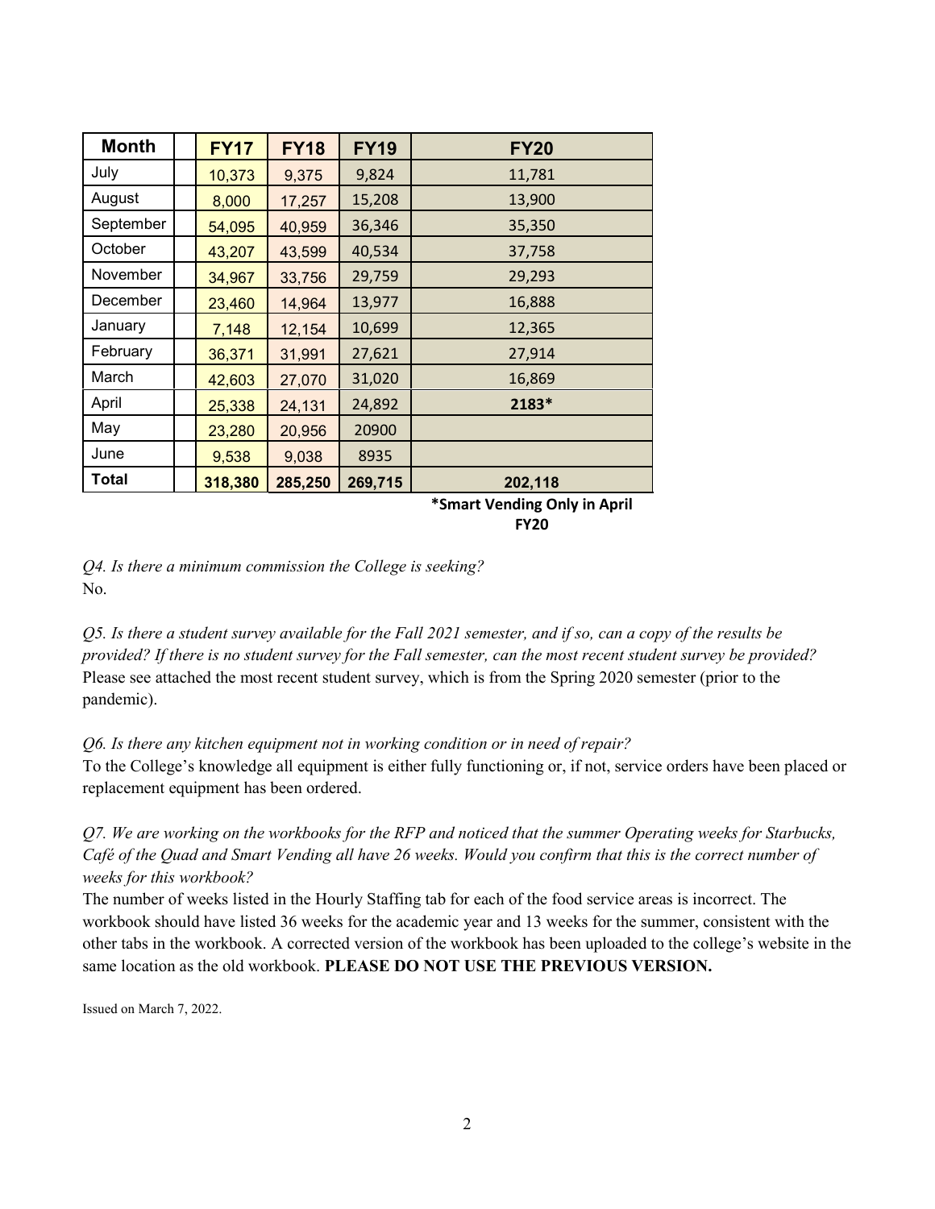| Month | | FY17 | FY18 | FY19 | FY20 |
|---|---|---|---|---|---|
| July | | 10,373 | 9,375 | 9,824 | 11,781 |
| August | | 8,000 | 17,257 | 15,208 | 13,900 |
| September | | 54,095 | 40,959 | 36,346 | 35,350 |
| October | | 43,207 | 43,599 | 40,534 | 37,758 |
| November | | 34,967 | 33,756 | 29,759 | 29,293 |
| December | | 23,460 | 14,964 | 13,977 | 16,888 |
| January | | 7,148 | 12,154 | 10,699 | 12,365 |
| February | | 36,371 | 31,991 | 27,621 | 27,914 |
| March | | 42,603 | 27,070 | 31,020 | 16,869 |
| April | | 25,338 | 24,131 | 24,892 | **2183*** |
| May | | 23,280 | 20,956 | 20900 | |
| June | | 9,538 | 9,038 | 8935 | |
| **Total** | | **318,380** | **285,250** | **269,715** | **202,118** |

**\*Smart Vending Only in April FY20**

*Q4. Is there a minimum commission the College is seeking?*
No.

*Q5. Is there a student survey available for the Fall 2021 semester, and if so, can a copy of the results be provided? If there is no student survey for the Fall semester, can the most recent student survey be provided?*
Please see attached the most recent student survey, which is from the Spring 2020 semester (prior to the pandemic).

*Q6. Is there any kitchen equipment not in working condition or in need of repair?*
To the College's knowledge all equipment is either fully functioning or, if not, service orders have been placed or replacement equipment has been ordered.

*Q7. We are working on the workbooks for the RFP and noticed that the summer Operating weeks for Starbucks, Café of the Quad and Smart Vending all have 26 weeks. Would you confirm that this is the correct number of weeks for this workbook?*
The number of weeks listed in the Hourly Staffing tab for each of the food service areas is incorrect. The workbook should have listed 36 weeks for the academic year and 13 weeks for the summer, consistent with the other tabs in the workbook. A corrected version of the workbook has been uploaded to the college's website in the same location as the old workbook. **PLEASE DO NOT USE THE PREVIOUS VERSION.**

Issued on March 7, 2022.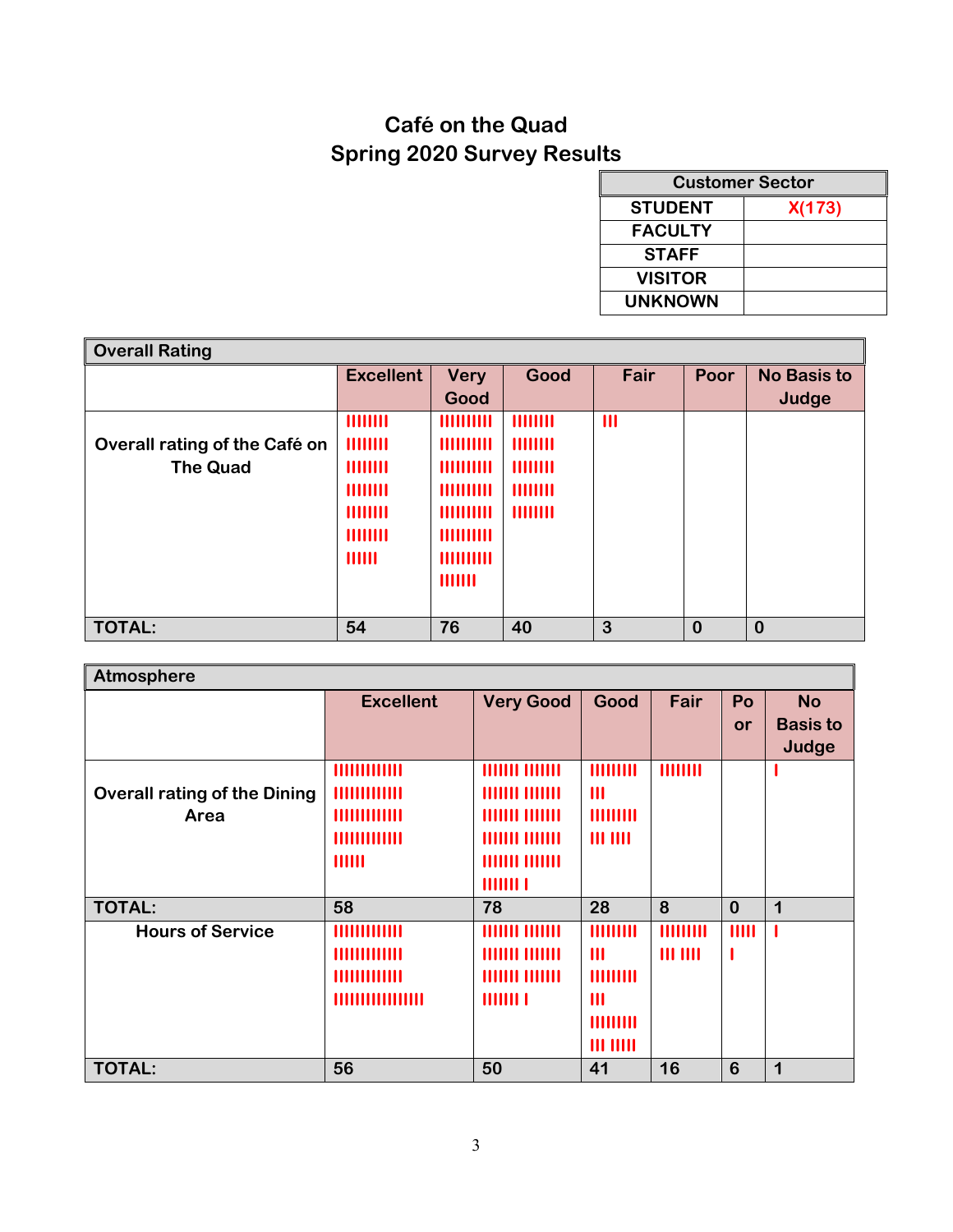# Café on the Quad

## Spring 2020 Survey Results

| Customer Sector | |
|---|---|
| STUDENT | X(173) |
| FACULTY | |
| STAFF | |
| VISITOR | |
| UNKNOWN | |

| Overall Rating | | | | | | |
|---|---|---|---|---|---|---|
| | Excellent | Very Good | Good | Fair | Poor | No Basis to Judge |
| Overall rating of the Café on The Quad | IIIIIIII IIIIIIII IIIIIIII IIIIIIII IIIIIIII IIIIIIII IIIIII | IIIIIIIIII IIIIIIIIII IIIIIIIIII IIIIIIIIII IIIIIIIIII IIIIIIIIII IIIIIIIIII IIIIIII | IIIIIIII IIIIIIII IIIIIIII IIIIIIII IIIIIIII | III | | |
| TOTAL: | 54 | 76 | 40 | 3 | 0 | 0 |

| Atmosphere | | | | | | |
|---|---|---|---|---|---|---|
| | Excellent | Very Good | Good | Fair | Poor | No Basis to Judge |
| Overall rating of the Dining Area | IIIIIIIIIIIII IIIIIIIIIIIII IIIIIIIIIIIII IIIIIIIIIIIII IIIIII | IIIIIII IIIIIII IIIIIII IIIIIII IIIIIII IIIIIII IIIIIII IIIIIII IIIIIII IIIIIII IIIIIII I | IIIIIIIII III IIIIIIIII III IIII | IIIIIIII | | I |
| TOTAL: | 58 | 78 | 28 | 8 | 0 | 1 |
| Hours of Service | IIIIIIIIIIIII IIIIIIIIIIIII IIIIIIIIIIIII IIIIIIIIIIIIIIIII | IIIIIII IIIIIII IIIIIII IIIIIII IIIIIII IIIIIII IIIIIII I | IIIIIIIII III IIIIIIIII III IIIIIIIII III IIIII | IIIIIIIII III IIII | IIIII I | I |
| TOTAL: | 56 | 50 | 41 | 16 | 6 | 1 |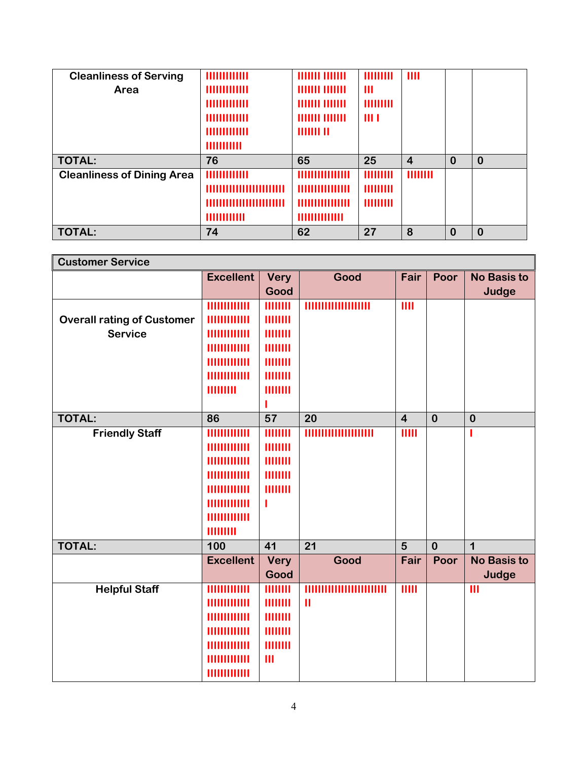| Cleanliness of Serving Area | IIIIIIIIIIII IIIIIIIIIIII IIIIIIIIIIII IIIIIIIIIIII IIIIIIIIIIII IIIIIIIIII | IIIIIII IIIIII IIIIIII IIIIII IIIIIII IIIIII IIIIIII IIIIII IIIIIII II | IIIIIIIII III IIIIIIIII III I | IIII | | |
|---|---|---|---|---|---|---|
| **TOTAL:** | 76 | 65 | 25 | 4 | 0 | 0 |
| **Cleanliness of Dining Area** | IIIIIIIIIIII IIIIIIIIIIIIIIIIIIIIII IIIIIIIIIIIIIIIIIIIIII IIIIIIIIIII | IIIIIIIIIIIIII IIIIIIIIIIIIII IIIIIIIIIIIIII IIIIIIIIIIIII | IIIIIIIII IIIIIIIII IIIIIIIII | IIIIIIII | | |
| **TOTAL:** | 74 | 62 | 27 | 8 | 0 | 0 |

| Customer Service | | | | | | |
|---|---|---|---|---|---|---|
| | **Excellent** | **Very Good** | **Good** | **Fair** | **Poor** | **No Basis to Judge** |
| **Overall rating of Customer Service** | IIIIIIIIIIII IIIIIIIIIIII IIIIIIIIIIII IIIIIIIIIIII IIIIIIIIIIII IIIIIIIIIIII IIIIIIIII | IIIIIIII IIIIIIII IIIIIIII IIIIIIII IIIIIIII IIIIIIII IIIIIIII I | IIIIIIIIIIIIIIIIIIII | IIII | | |
| **TOTAL:** | 86 | 57 | 20 | 4 | 0 | 0 |
| **Friendly Staff** | IIIIIIIIIIII IIIIIIIIIIII IIIIIIIIIIII IIIIIIIIIIII IIIIIIIIIIII IIIIIIIIIIII IIIIIIIIIIII IIIIIIIII | IIIIIIII IIIIIIII IIIIIIII IIIIIIII IIIIIIII I | IIIIIIIIIIIIIIIIIIIII | IIIII | | I |
| **TOTAL:** | 100 | 41 | 21 | 5 | 0 | 1 |
| | **Excellent** | **Very Good** | **Good** | **Fair** | **Poor** | **No Basis to Judge** |
| **Helpful Staff** | IIIIIIIIIIII IIIIIIIIIIII IIIIIIIIIIII IIIIIIIIIIII IIIIIIIIIIII IIIIIIIIIIII IIIIIIIIIIII | IIIIIIII IIIIIIII IIIIIIII IIIIIIII IIIIIIII III | IIIIIIIIIIIIIIIIIIIIIIIII II | IIIII | | III |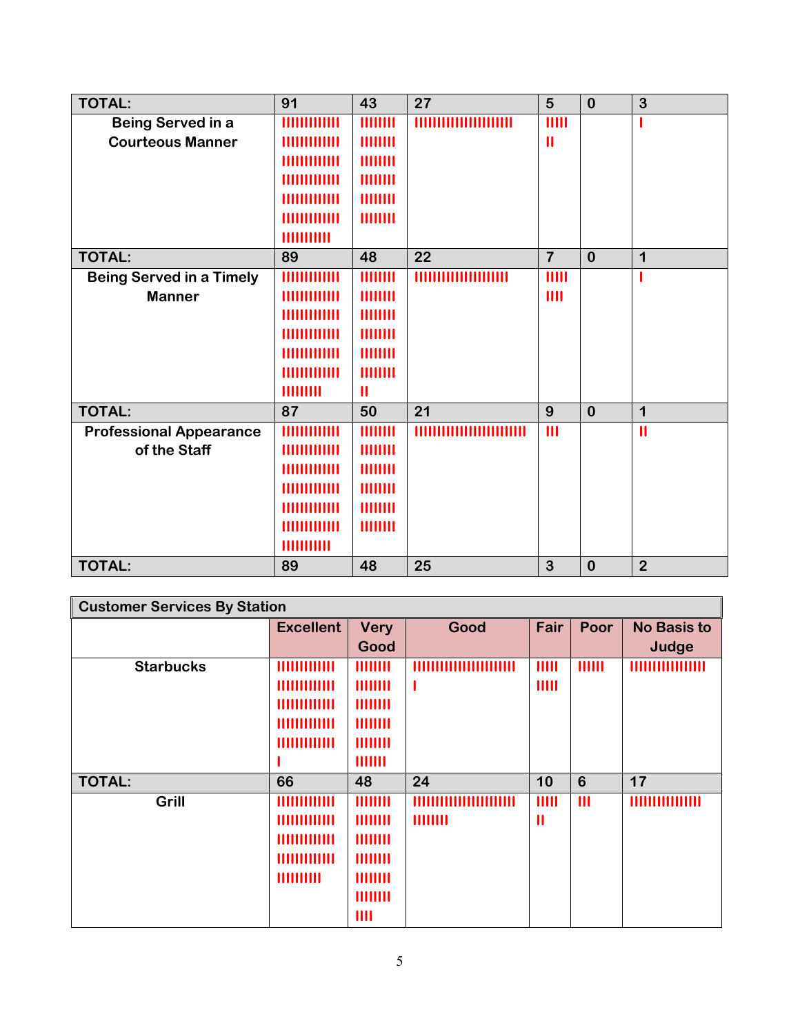| TOTAL: | 91 | 43 | 27 | 5 | 0 | 3 |
|---|---|---|---|---|---|---|
| Being Served in a Courteous Manner | IIIIIIIIIIII IIIIIIIIIIII IIIIIIIIIIII IIIIIIIIIIII IIIIIIIIIIII IIIIIIIIIIII IIIIIIIIII | IIIIIIII IIIIIIII IIIIIIII IIIIIIII IIIIIIII IIIIIIII | IIIIIIIIIIIIIIIIIIIIII | IIIII II | | I |
| TOTAL: | 89 | 48 | 22 | 7 | 0 | 1 |
| Being Served in a Timely Manner | IIIIIIIIIIII IIIIIIIIIIII IIIIIIIIIIII IIIIIIIIIIII IIIIIIIIIIII IIIIIIIIIIII IIIIIIIII | IIIIIIII IIIIIIII IIIIIIII IIIIIIII IIIIIIII IIIIIIII II | IIIIIIIIIIIIIIIIIIIII | IIIII IIII | | I |
| TOTAL: | 87 | 50 | 21 | 9 | 0 | 1 |
| Professional Appearance of the Staff | IIIIIIIIIIII IIIIIIIIIIII IIIIIIIIIIII IIIIIIIIIIII IIIIIIIIIIII IIIIIIIIIIII IIIIIIIIII | IIIIIIII IIIIIIII IIIIIIII IIIIIIII IIIIIIII IIIIIIII | IIIIIIIIIIIIIIIIIIIIIIIII | III | | II |
| TOTAL: | 89 | 48 | 25 | 3 | 0 | 2 |

| Customer Services By Station | | | | | | |
|---|---|---|---|---|---|---|
| | Excellent | Very Good | Good | Fair | Poor | No Basis to Judge |
| Starbucks | IIIIIIIIIIII IIIIIIIIIIII IIIIIIIIIIII IIIIIIIIIIII IIIIIIIIIIII I | IIIIIIII IIIIIIII IIIIIIII IIIIIIII IIIIIIII IIIIIII | IIIIIIIIIIIIIIIIIIIIIII I | IIIII IIIII | IIIIII | IIIIIIIIIIIIIIIII |
| TOTAL: | 66 | 48 | 24 | 10 | 6 | 17 |
| Grill | IIIIIIIIIIII IIIIIIIIIIII IIIIIIIIIIII IIIIIIIIIIII IIIIIIIIII | IIIIIIII IIIIIIII IIIIIIII IIIIIIII IIIIIIII IIIIIIII IIII | IIIIIIIIIIIIIIIIIIIIIII IIIIIIII | IIIII II | III | IIIIIIIIIIIIIIII |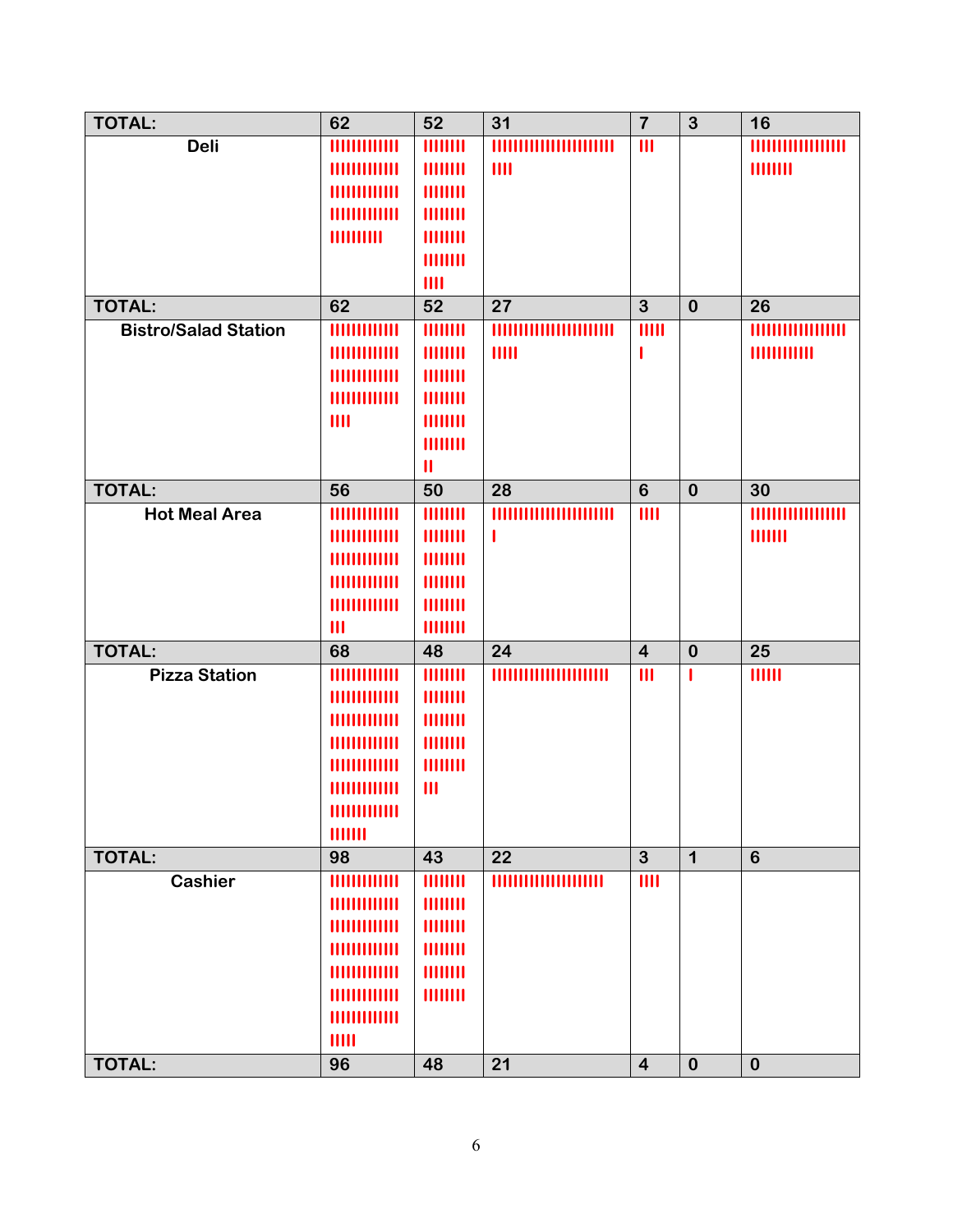| | | | | | | |
|---|---|---|---|---|---|---|
| **TOTAL:** | **62** | **52** | **31** | **7** | **3** | **16** |
| **Deli** | | | | | | |
| **TOTAL:** | **62** | **52** | **27** | **3** | **0** | **26** |
| **Bistro/Salad Station** | | | | | | |
| **TOTAL:** | **56** | **50** | **28** | **6** | **0** | **30** |
| **Hot Meal Area** | | | | | | |
| **TOTAL:** | **68** | **48** | **24** | **4** | **0** | **25** |
| **Pizza Station** | | | | | | |
| **TOTAL:** | **98** | **43** | **22** | **3** | **1** | **6** |
| **Cashier** | | | | | | |
| **TOTAL:** | **96** | **48** | **21** | **4** | **0** | **0** |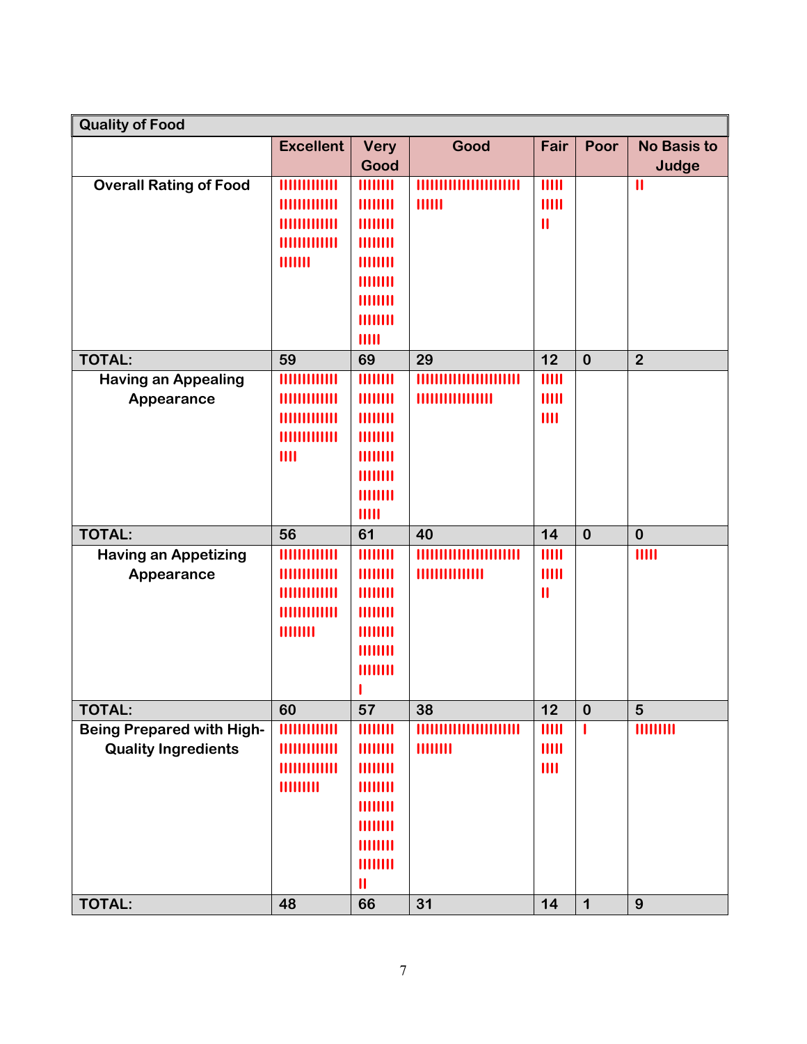| Quality of Food | | | | | | |
|---|---|---|---|---|---|---|
| | Excellent | Very Good | Good | Fair | Poor | No Basis to Judge |
| Overall Rating of Food | IIIIIIIIIIII IIIIIIIIIIII IIIIIIIIIIII IIIIIIIIIIII IIIIIII | IIIIIIII IIIIIIII IIIIIIII IIIIIIII IIIIIIII IIIIIIII IIIIIIII IIIIIIII IIIII | IIIIIIIIIIIIIIIIIIIIIII IIIIII | IIIII IIIII II | | II |
| TOTAL: | 59 | 69 | 29 | 12 | 0 | 2 |
| Having an Appealing Appearance | IIIIIIIIIIII IIIIIIIIIIII IIIIIIIIIIII IIIIIIIIIIII IIII | IIIIIIII IIIIIIII IIIIIIII IIIIIIII IIIIIIII IIIIIIII IIIIIIII IIIII | IIIIIIIIIIIIIIIIIIIIIII IIIIIIIIIIIIIIIII | IIIII IIIII IIII | | |
| TOTAL: | 56 | 61 | 40 | 14 | 0 | 0 |
| Having an Appetizing Appearance | IIIIIIIIIIII IIIIIIIIIIII IIIIIIIIIIII IIIIIIIIIIII IIIIIIII | IIIIIIII IIIIIIII IIIIIIII IIIIIIII IIIIIIII IIIIIIII IIIIIIII I | IIIIIIIIIIIIIIIIIIIIIII IIIIIIIIIIIIIII | IIIII IIIII II | | IIIII |
| TOTAL: | 60 | 57 | 38 | 12 | 0 | 5 |
| Being Prepared with High-Quality Ingredients | IIIIIIIIIIII IIIIIIIIIIII IIIIIIIIIIII IIIIIIIII | IIIIIIII IIIIIIII IIIIIIII IIIIIIII IIIIIIII IIIIIIII IIIIIIII IIIIIIII II | IIIIIIIIIIIIIIIIIIIIIII IIIIIIII | IIIII IIIII IIII | I | IIIIIIIII |
| TOTAL: | 48 | 66 | 31 | 14 | 1 | 9 |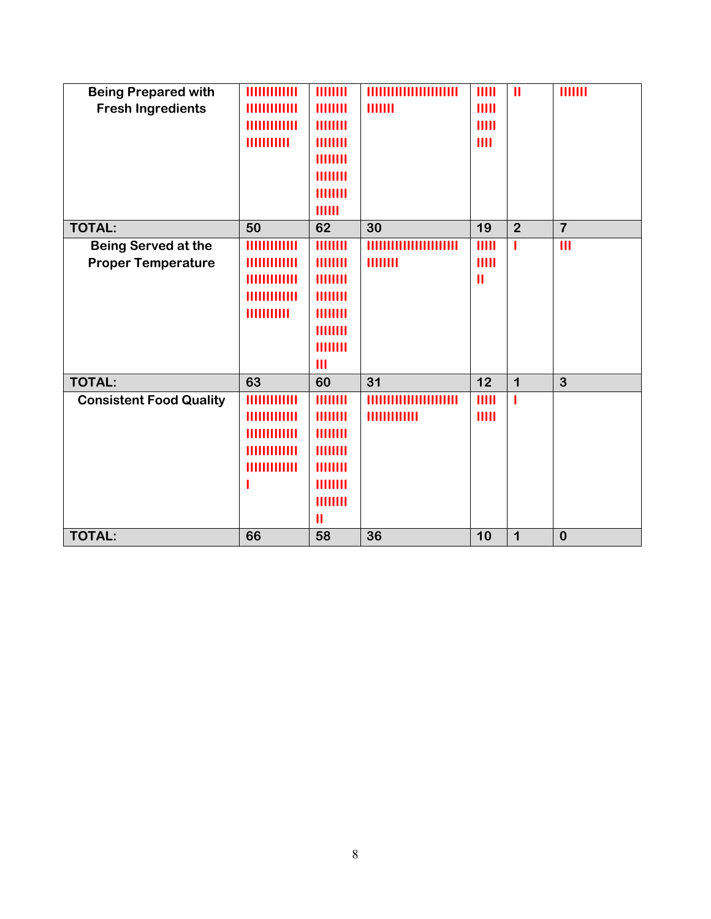| Being Prepared with Fresh Ingredients | IIIIIIIIIIII IIIIIIIIIIII IIIIIIIIIIII IIIIIIIIII | IIIIIIII IIIIIIII IIIIIIII IIIIIIII IIIIIIII IIIIIIII IIIIIIII IIIIII | IIIIIIIIIIIIIIIIIIIIIII IIIIIII | IIIII IIIII IIIII IIII | II | IIIIIII |
|---|---|---|---|---|---|---|
| **TOTAL:** | **50** | **62** | **30** | **19** | **2** | **7** |
| **Being Served at the Proper Temperature** | IIIIIIIIIIII IIIIIIIIIIII IIIIIIIIIIII IIIIIIIIIIII IIIIIIIIII | IIIIIIII IIIIIIII IIIIIIII IIIIIIII IIIIIIII IIIIIIII IIIIIIII III | IIIIIIIIIIIIIIIIIIIIIII IIIIIIII | IIIII IIIII II | I | III |
| **TOTAL:** | **63** | **60** | **31** | **12** | **1** | **3** |
| **Consistent Food Quality** | IIIIIIIIIIII IIIIIIIIIIII IIIIIIIIIIII IIIIIIIIIIII IIIIIIIIIIII I | IIIIIIII IIIIIIII IIIIIIII IIIIIIII IIIIIIII IIIIIIII IIIIIIII II | IIIIIIIIIIIIIIIIIIIIIII IIIIIIIIIIIII | IIIII IIIII | I | |
| **TOTAL:** | **66** | **58** | **36** | **10** | **1** | **0** |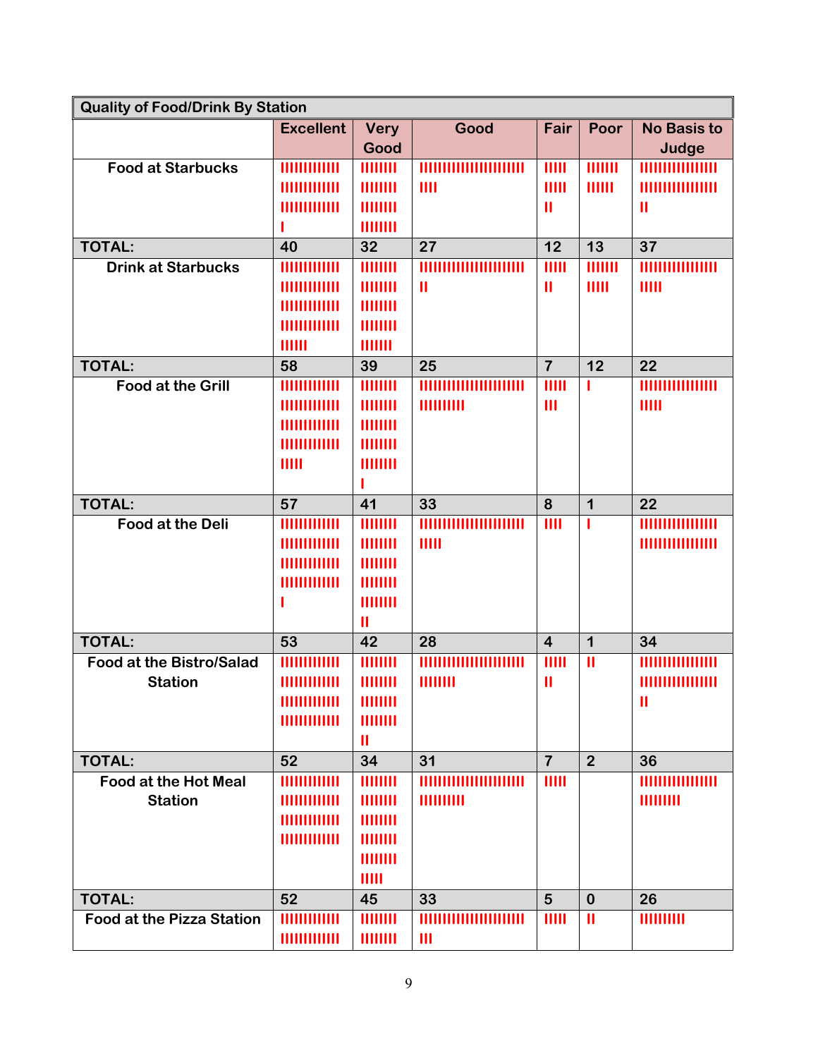| Quality of Food/Drink By Station | | | | | | |
|---|---|---|---|---|---|---|
| | Excellent | Very Good | Good | Fair | Poor | No Basis to Judge |
| Food at Starbucks | | | | | | |
| TOTAL: | 40 | 32 | 27 | 12 | 13 | 37 |
| Drink at Starbucks | | | | | | |
| TOTAL: | 58 | 39 | 25 | 7 | 12 | 22 |
| Food at the Grill | | | | | | |
| TOTAL: | 57 | 41 | 33 | 8 | 1 | 22 |
| Food at the Deli | | | | | | |
| TOTAL: | 53 | 42 | 28 | 4 | 1 | 34 |
| Food at the Bistro/Salad Station | | | | | | |
| TOTAL: | 52 | 34 | 31 | 7 | 2 | 36 |
| Food at the Hot Meal Station | | | | | | |
| TOTAL: | 52 | 45 | 33 | 5 | 0 | 26 |
| Food at the Pizza Station | | | | | | |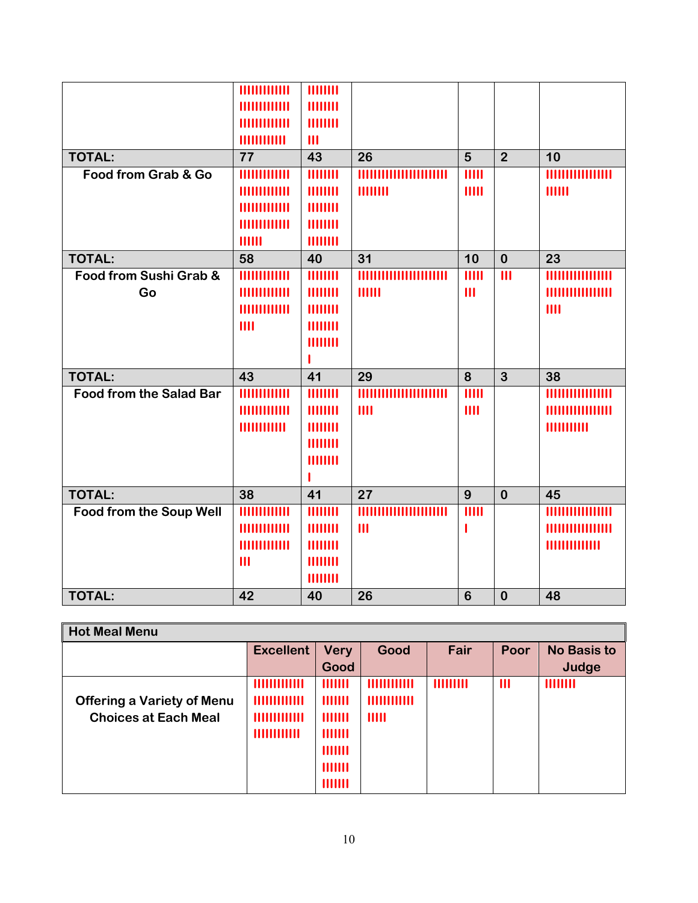| | | | | | | |
|---|---|---|---|---|---|---|
| | IIIIIIIIIIII<br>IIIIIIIIIIII<br>IIIIIIIIIIII<br>IIIIIIIIIII | IIIIIII<br>IIIIIII<br>IIIIIII<br>III | | | | |
| **TOTAL:** | **77** | **43** | **26** | **5** | **2** | **10** |
| **Food from Grab & Go** | IIIIIIIIIIII<br>IIIIIIIIIIII<br>IIIIIIIIIIII<br>IIIIIIIIIIII<br>IIIIII | IIIIIII<br>IIIIIII<br>IIIIIII<br>IIIIIII<br>IIIIIII | IIIIIIIIIIIIIIIIIIIII<br>IIIIIII | IIIII<br>IIIII | | IIIIIIIIIIIIIIII<br>IIIIII |
| **TOTAL:** | **58** | **40** | **31** | **10** | **0** | **23** |
| **Food from Sushi Grab & Go** | IIIIIIIIIIII<br>IIIIIIIIIIII<br>IIIIIIIIIIII<br>IIII | IIIIIII<br>IIIIIII<br>IIIIIII<br>IIIIIII<br>IIIIIII<br>I | IIIIIIIIIIIIIIIIIIIII<br>IIIIII | IIIII<br>III | III | IIIIIIIIIIIIIIII<br>IIIIIIIIIIIIIIII<br>IIII |
| **TOTAL:** | **43** | **41** | **29** | **8** | **3** | **38** |
| **Food from the Salad Bar** | IIIIIIIIIIII<br>IIIIIIIIIIII<br>IIIIIIIIIII | IIIIIII<br>IIIIIII<br>IIIIIII<br>IIIIIII<br>IIIIIII<br>I | IIIIIIIIIIIIIIIIIIIII<br>IIII | IIIII<br>IIII | | IIIIIIIIIIIIIIII<br>IIIIIIIIIIIIIIII<br>IIIIIIIIII |
| **TOTAL:** | **38** | **41** | **27** | **9** | **0** | **45** |
| **Food from the Soup Well** | IIIIIIIIIIII<br>IIIIIIIIIIII<br>IIIIIIIIIIII<br>III | IIIIIII<br>IIIIIII<br>IIIIIII<br>IIIIIII<br>IIIIIII | IIIIIIIIIIIIIIIIIIIII<br>III | IIIII<br>I | | IIIIIIIIIIIIIIII<br>IIIIIIIIIIIIIIII<br>IIIIIIIIIIIII |
| **TOTAL:** | **42** | **40** | **26** | **6** | **0** | **48** |

| **Hot Meal Menu** | | | | | | |
|---|---|---|---|---|---|---|
| | **Excellent** | **Very Good** | **Good** | **Fair** | **Poor** | **No Basis to Judge** |
| **Offering a Variety of Menu Choices at Each Meal** | IIIIIIIIIIII<br>IIIIIIIIIIII<br>IIIIIIIIIIII<br>IIIIIIIIIII | IIIIIII<br>IIIIIII<br>IIIIIII<br>IIIIIII<br>IIIIIII<br>IIIIIII<br>IIIIIII | IIIIIIIIIII<br>IIIIIIIIIII<br>IIIII | IIIIIIIII | III | IIIIIIII |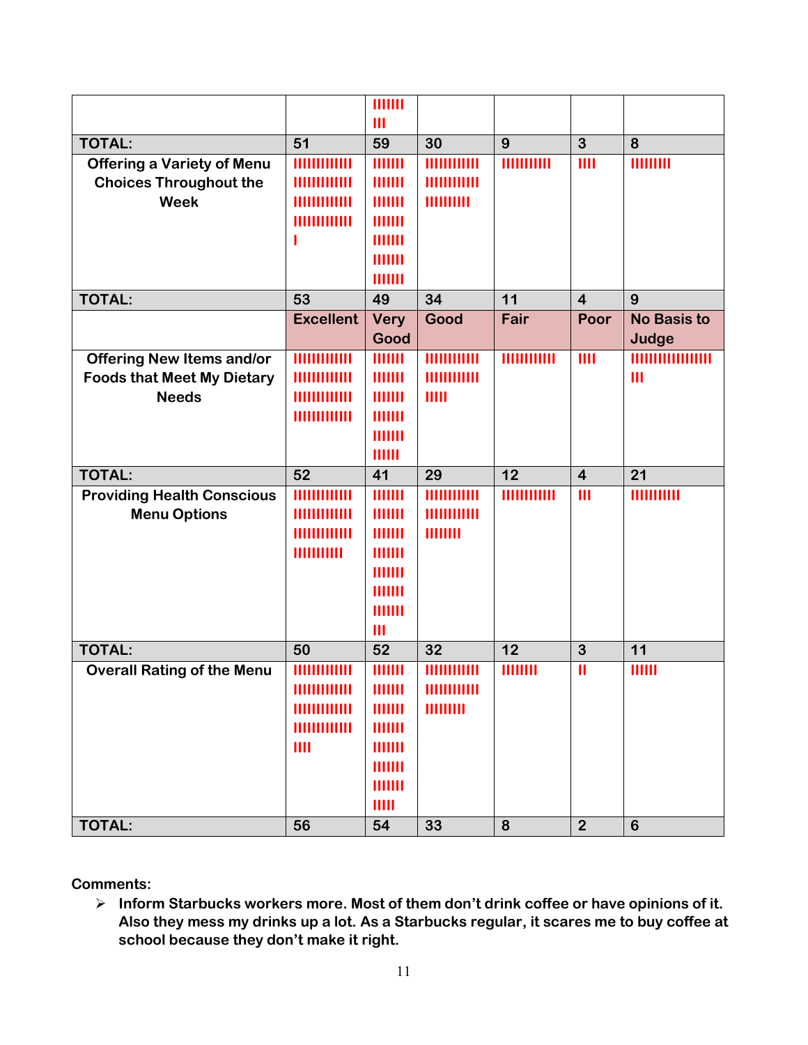| | | | | | | |
|---|---|---|---|---|---|---|
| | | IIIIIII III | | | | |
| **TOTAL:** | 51 | 59 | 30 | 9 | 3 | 8 |
| **Offering a Variety of Menu Choices Throughout the Week** | IIIIIIIIIIII IIIIIIIIIIII IIIIIIIIIIII IIIIIIIIIIII I | IIIIIII IIIIIII IIIIIII IIIIIII IIIIIII IIIIIII IIIIIII | IIIIIIIIIII IIIIIIIIIII IIIIIIIIII | IIIIIIIIIII | IIII | IIIIIIIII |
| **TOTAL:** | 53 | 49 | 34 | 11 | 4 | 9 |
| | **Excellent** | **Very Good** | **Good** | **Fair** | **Poor** | **No Basis to Judge** |
| **Offering New Items and/or Foods that Meet My Dietary Needs** | IIIIIIIIIIII IIIIIIIIIIII IIIIIIIIIIII IIIIIIIIIIII | IIIIIII IIIIIII IIIIIII IIIIIII IIIIIII IIIIII | IIIIIIIIIII IIIIIIIIIII IIIII | IIIIIIIIIIII | IIII | IIIIIIIIIIIIIIIIII III |
| **TOTAL:** | 52 | 41 | 29 | 12 | 4 | 21 |
| **Providing Health Conscious Menu Options** | IIIIIIIIIIII IIIIIIIIIIII IIIIIIIIIIII IIIIIIIIIIIII | IIIIIII IIIIIII IIIIIII IIIIIII IIIIIII IIIIIII IIIIIII III | IIIIIIIIIII IIIIIIIIIII IIIIIIII | IIIIIIIIIIII | III | IIIIIIIIIII |
| **TOTAL:** | 50 | 52 | 32 | 12 | 3 | 11 |
| **Overall Rating of the Menu** | IIIIIIIIIIII IIIIIIIIIIII IIIIIIIIIIII IIIIIIIIIIII IIII | IIIIIII IIIIIII IIIIIII IIIIIII IIIIIII IIIIIII IIIIIII IIIII | IIIIIIIIIII IIIIIIIIIII IIIIIIIII | IIIIIIII | II | IIIIII |
| **TOTAL:** | 56 | 54 | 33 | 8 | 2 | 6 |

**Comments:**

- **Inform Starbucks workers more. Most of them don't drink coffee or have opinions of it. Also they mess my drinks up a lot. As a Starbucks regular, it scares me to buy coffee at school because they don't make it right.**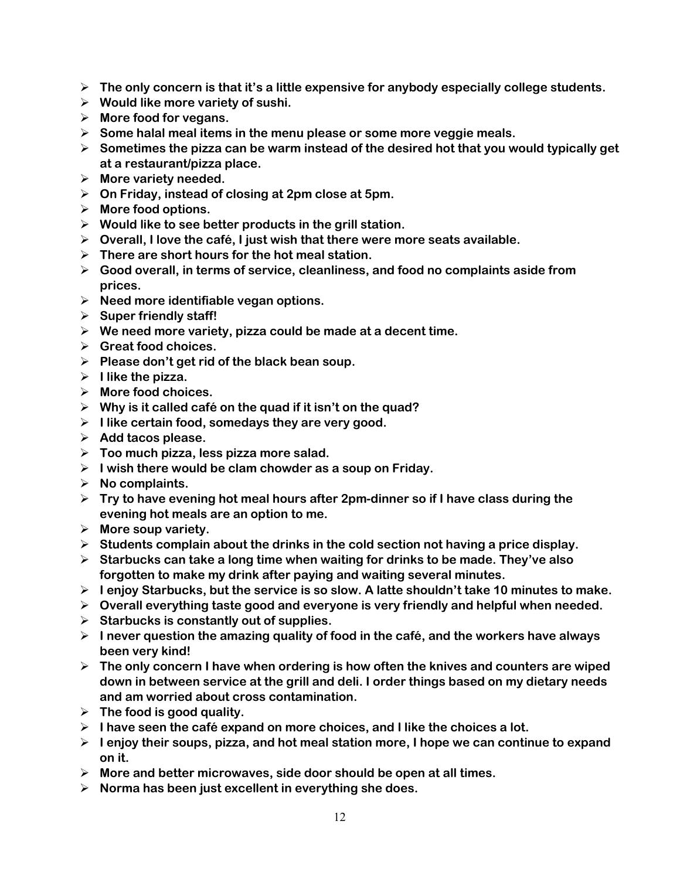- **The only concern is that it's a little expensive for anybody especially college students.**
- **Would like more variety of sushi.**
- **More food for vegans.**
- **Some halal meal items in the menu please or some more veggie meals.**
- **Sometimes the pizza can be warm instead of the desired hot that you would typically get at a restaurant/pizza place.**
- **More variety needed.**
- **On Friday, instead of closing at 2pm close at 5pm.**
- **More food options.**
- **Would like to see better products in the grill station.**
- **Overall, I love the café, I just wish that there were more seats available.**
- **There are short hours for the hot meal station.**
- **Good overall, in terms of service, cleanliness, and food no complaints aside from prices.**
- **Need more identifiable vegan options.**
- **Super friendly staff!**
- **We need more variety, pizza could be made at a decent time.**
- **Great food choices.**
- **Please don't get rid of the black bean soup.**
- **I like the pizza.**
- **More food choices.**
- **Why is it called café on the quad if it isn't on the quad?**
- **I like certain food, somedays they are very good.**
- **Add tacos please.**
- **Too much pizza, less pizza more salad.**
- **I wish there would be clam chowder as a soup on Friday.**
- **No complaints.**
- **Try to have evening hot meal hours after 2pm-dinner so if I have class during the evening hot meals are an option to me.**
- **More soup variety.**
- **Students complain about the drinks in the cold section not having a price display.**
- **Starbucks can take a long time when waiting for drinks to be made. They've also forgotten to make my drink after paying and waiting several minutes.**
- **I enjoy Starbucks, but the service is so slow. A latte shouldn't take 10 minutes to make.**
- **Overall everything taste good and everyone is very friendly and helpful when needed.**
- **Starbucks is constantly out of supplies.**
- **I never question the amazing quality of food in the café, and the workers have always been very kind!**
- **The only concern I have when ordering is how often the knives and counters are wiped down in between service at the grill and deli. I order things based on my dietary needs and am worried about cross contamination.**
- **The food is good quality.**
- **I have seen the café expand on more choices, and I like the choices a lot.**
- **I enjoy their soups, pizza, and hot meal station more, I hope we can continue to expand on it.**
- **More and better microwaves, side door should be open at all times.**
- **Norma has been just excellent in everything she does.**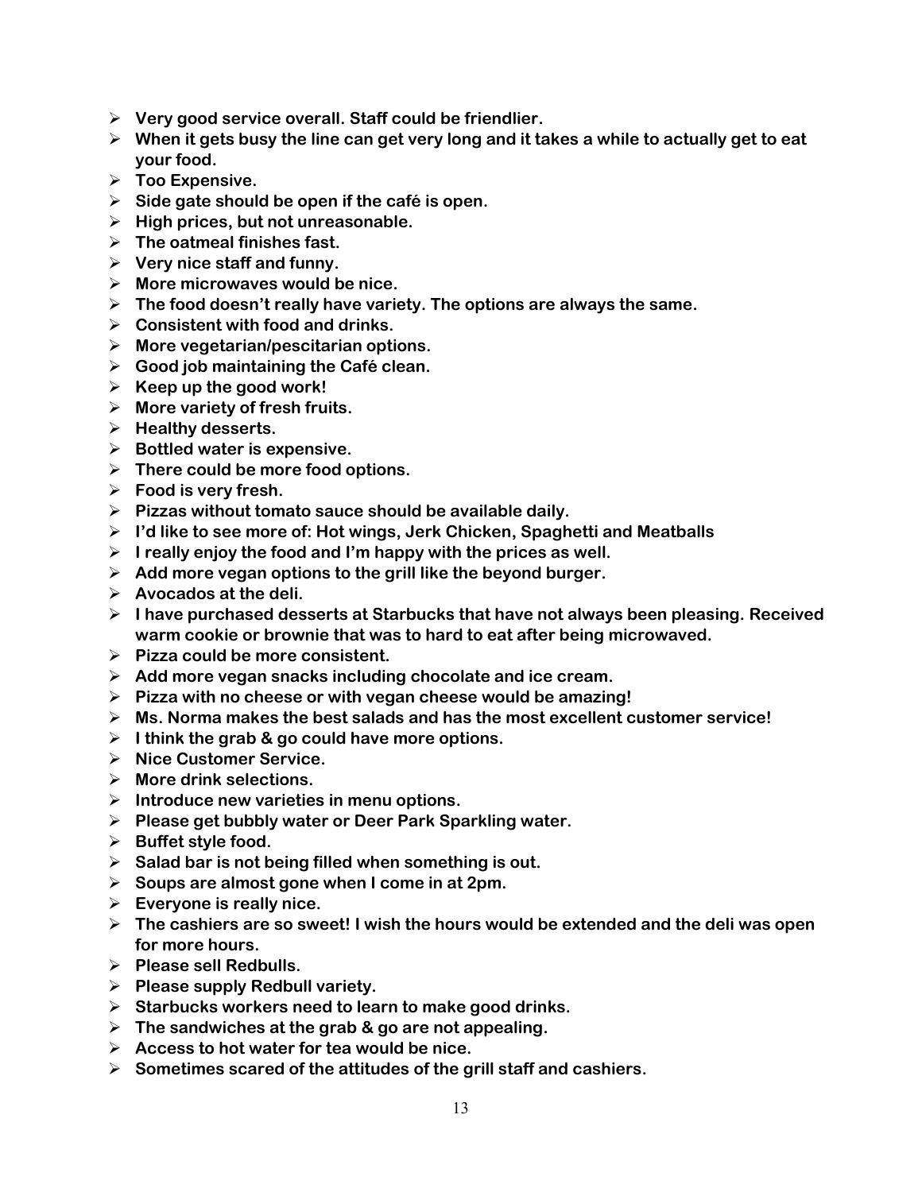- **Very good service overall. Staff could be friendlier.**
- **When it gets busy the line can get very long and it takes a while to actually get to eat your food.**
- **Too Expensive.**
- **Side gate should be open if the café is open.**
- **High prices, but not unreasonable.**
- **The oatmeal finishes fast.**
- **Very nice staff and funny.**
- **More microwaves would be nice.**
- **The food doesn't really have variety. The options are always the same.**
- **Consistent with food and drinks.**
- **More vegetarian/pescitarian options.**
- **Good job maintaining the Café clean.**
- **Keep up the good work!**
- **More variety of fresh fruits.**
- **Healthy desserts.**
- **Bottled water is expensive.**
- **There could be more food options.**
- **Food is very fresh.**
- **Pizzas without tomato sauce should be available daily.**
- **I'd like to see more of: Hot wings, Jerk Chicken, Spaghetti and Meatballs**
- **I really enjoy the food and I'm happy with the prices as well.**
- **Add more vegan options to the grill like the beyond burger.**
- **Avocados at the deli.**
- **I have purchased desserts at Starbucks that have not always been pleasing. Received warm cookie or brownie that was to hard to eat after being microwaved.**
- **Pizza could be more consistent.**
- **Add more vegan snacks including chocolate and ice cream.**
- **Pizza with no cheese or with vegan cheese would be amazing!**
- **Ms. Norma makes the best salads and has the most excellent customer service!**
- **I think the grab & go could have more options.**
- **Nice Customer Service.**
- **More drink selections.**
- **Introduce new varieties in menu options.**
- **Please get bubbly water or Deer Park Sparkling water.**
- **Buffet style food.**
- **Salad bar is not being filled when something is out.**
- **Soups are almost gone when I come in at 2pm.**
- **Everyone is really nice.**
- **The cashiers are so sweet! I wish the hours would be extended and the deli was open for more hours.**
- **Please sell Redbulls.**
- **Please supply Redbull variety.**
- **Starbucks workers need to learn to make good drinks.**
- **The sandwiches at the grab & go are not appealing.**
- **Access to hot water for tea would be nice.**
- **Sometimes scared of the attitudes of the grill staff and cashiers.**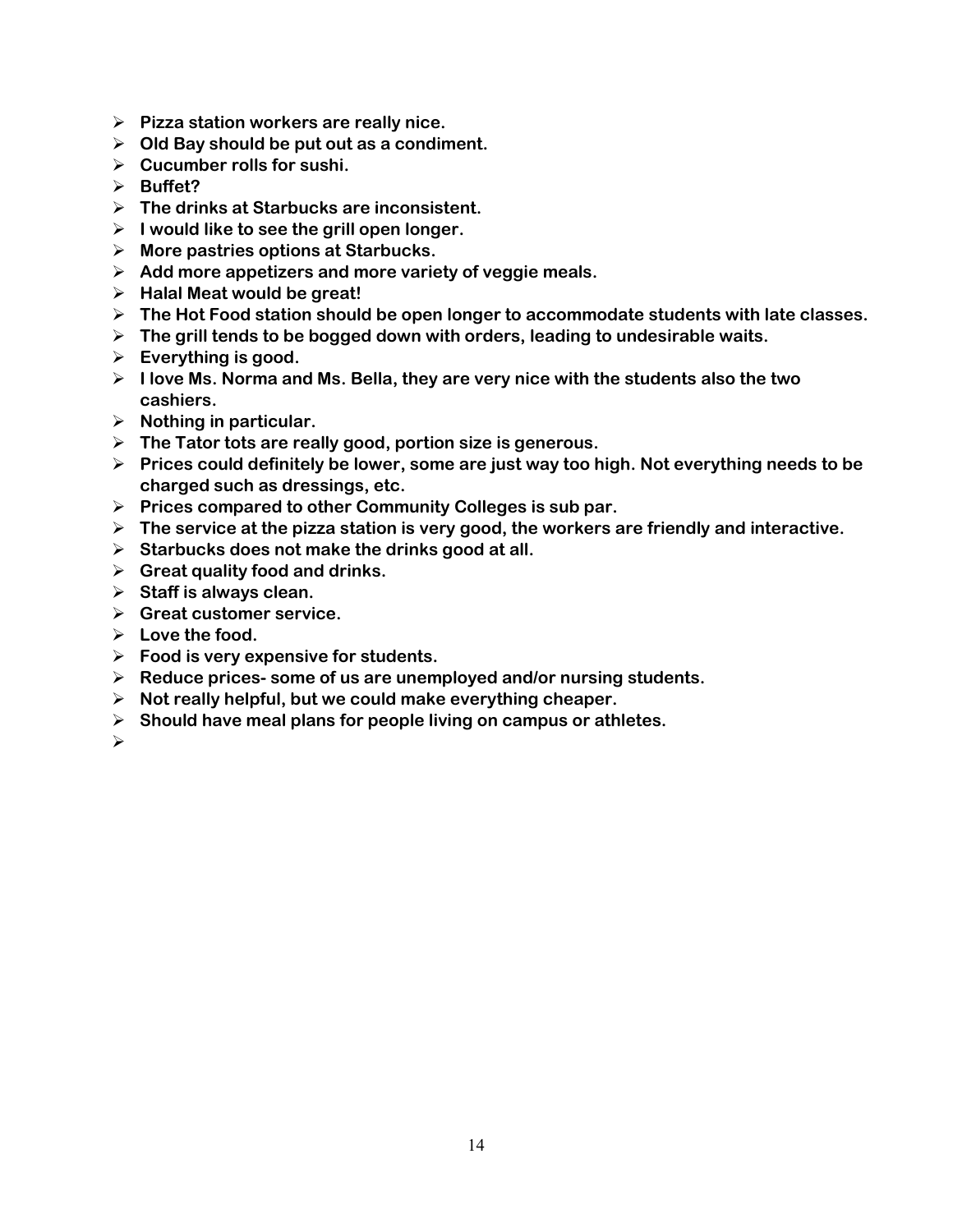- **Pizza station workers are really nice.**
- **Old Bay should be put out as a condiment.**
- **Cucumber rolls for sushi.**
- **Buffet?**
- **The drinks at Starbucks are inconsistent.**
- **I would like to see the grill open longer.**
- **More pastries options at Starbucks.**
- **Add more appetizers and more variety of veggie meals.**
- **Halal Meat would be great!**
- **The Hot Food station should be open longer to accommodate students with late classes.**
- **The grill tends to be bogged down with orders, leading to undesirable waits.**
- **Everything is good.**
- **I love Ms. Norma and Ms. Bella, they are very nice with the students also the two cashiers.**
- **Nothing in particular.**
- **The Tator tots are really good, portion size is generous.**
- **Prices could definitely be lower, some are just way too high. Not everything needs to be charged such as dressings, etc.**
- **Prices compared to other Community Colleges is sub par.**
- **The service at the pizza station is very good, the workers are friendly and interactive.**
- **Starbucks does not make the drinks good at all.**
- **Great quality food and drinks.**
- **Staff is always clean.**
- **Great customer service.**
- **Love the food.**
- **Food is very expensive for students.**
- **Reduce prices- some of us are unemployed and/or nursing students.**
- **Not really helpful, but we could make everything cheaper.**
- **Should have meal plans for people living on campus or athletes.**